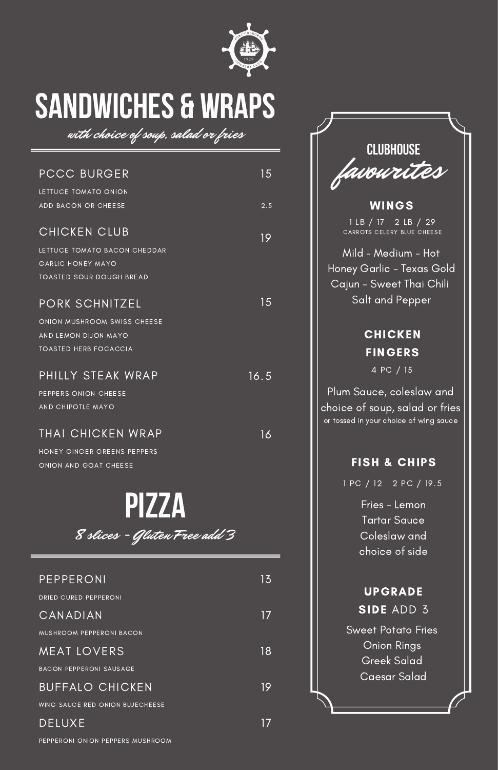# SANDWICHES & WRAPS

*with choice of soup, salad or fries*

**PCCC BURGER** 15
LETTUCE TOMATO ONION
ADD BACON OR CHEESE 2.5

**CHICKEN CLUB** 19
LETTUCE TOMATO BACON CHEDDAR
GARLIC HONEY MAYO
TOASTED SOUR DOUGH BREAD

**PORK SCHNITZEL** 15
ONION MUSHROOM SWISS CHEESE
AND LEMON DIJON MAYO
TOASTED HERB FOCACCIA

**PHILLY STEAK WRAP** 16.5
PEPPERS ONION CHEESE
AND CHIPOTLE MAYO

**THAI CHICKEN WRAP** 16
HONEY GINGER GREENS PEPPERS
ONION AND GOAT CHEESE

# PIZZA

*8 slices - Gluten Free add 3*

**PEPPERONI** 13
DRIED CURED PEPPERONI

**CANADIAN** 17
MUSHROOM PEPPERONI BACON

**MEAT LOVERS** 18
BACON PEPPERONI SAUSAGE

**BUFFALO CHICKEN** 19
WING SAUCE RED ONION BLUECHEESE

**DELUXE** 17
PEPPERONI ONION PEPPERS MUSHROOM

# CLUBHOUSE *favourites*

## WINGS

1 LB / 17 2 LB / 29
CARROTS CELERY BLUE CHEESE

Mild - Medium - Hot
Honey Garlic - Texas Gold
Cajun - Sweet Thai Chili
Salt and Pepper

## CHICKEN FINGERS

4 PC / 15

Plum Sauce, coleslaw and choice of soup, salad or fries
or tossed in your choice of wing sauce

## FISH & CHIPS

1 PC / 12 2 PC / 19.5

Fries - Lemon
Tartar Sauce
Coleslaw and
choice of side

## UPGRADE SIDE ADD 3

Sweet Potato Fries
Onion Rings
Greek Salad
Caesar Salad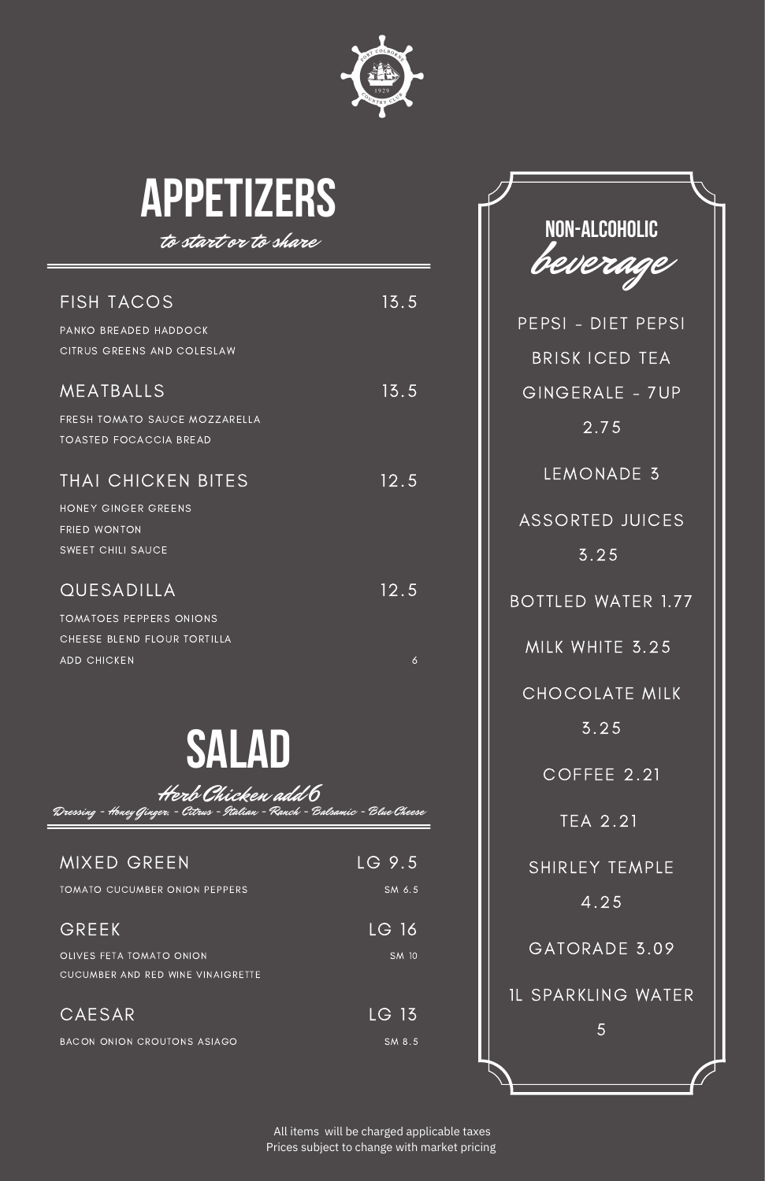# APPETIZERS

*to start or to share*

| | |
|---|---|
| **FISH TACOS** | 13.5 |
| PANKO BREADED HADDOCK<br>CITRUS GREENS AND COLESLAW | |
| **MEATBALLS** | 13.5 |
| FRESH TOMATO SAUCE MOZZARELLA<br>TOASTED FOCACCIA BREAD | |
| **THAI CHICKEN BITES** | 12.5 |
| HONEY GINGER GREENS<br>FRIED WONTON<br>SWEET CHILI SAUCE | |
| **QUESADILLA** | 12.5 |
| TOMATOES PEPPERS ONIONS<br>CHEESE BLEND FLOUR TORTILLA | |
| ADD CHICKEN | 6 |

# SALAD

*Herb Chicken add 6*

*Dressing - Honey Ginger. - Citrus - Italian - Ranch - Balsamic - Blue Cheese*

| | |
|---|---|
| **MIXED GREEN** | LG 9.5 |
| TOMATO CUCUMBER ONION PEPPERS | SM 6.5 |
| **GREEK** | LG 16 |
| OLIVES FETA TOMATO ONION<br>CUCUMBER AND RED WINE VINAIGRETTE | SM 10 |
| **CAESAR** | LG 13 |
| BACON ONION CROUTONS ASIAGO | SM 8.5 |

## NON-ALCOHOLIC *beverage*

PEPSI - DIET PEPSI

BRISK ICED TEA

GINGERALE - 7UP

2.75

LEMONADE 3

ASSORTED JUICES

3.25

BOTTLED WATER 1.77

MILK WHITE 3.25

CHOCOLATE MILK

3.25

COFFEE 2.21

TEA 2.21

SHIRLEY TEMPLE

4.25

GATORADE 3.09

1L SPARKLING WATER

5

All items will be charged applicable taxes
Prices subject to change with market pricing